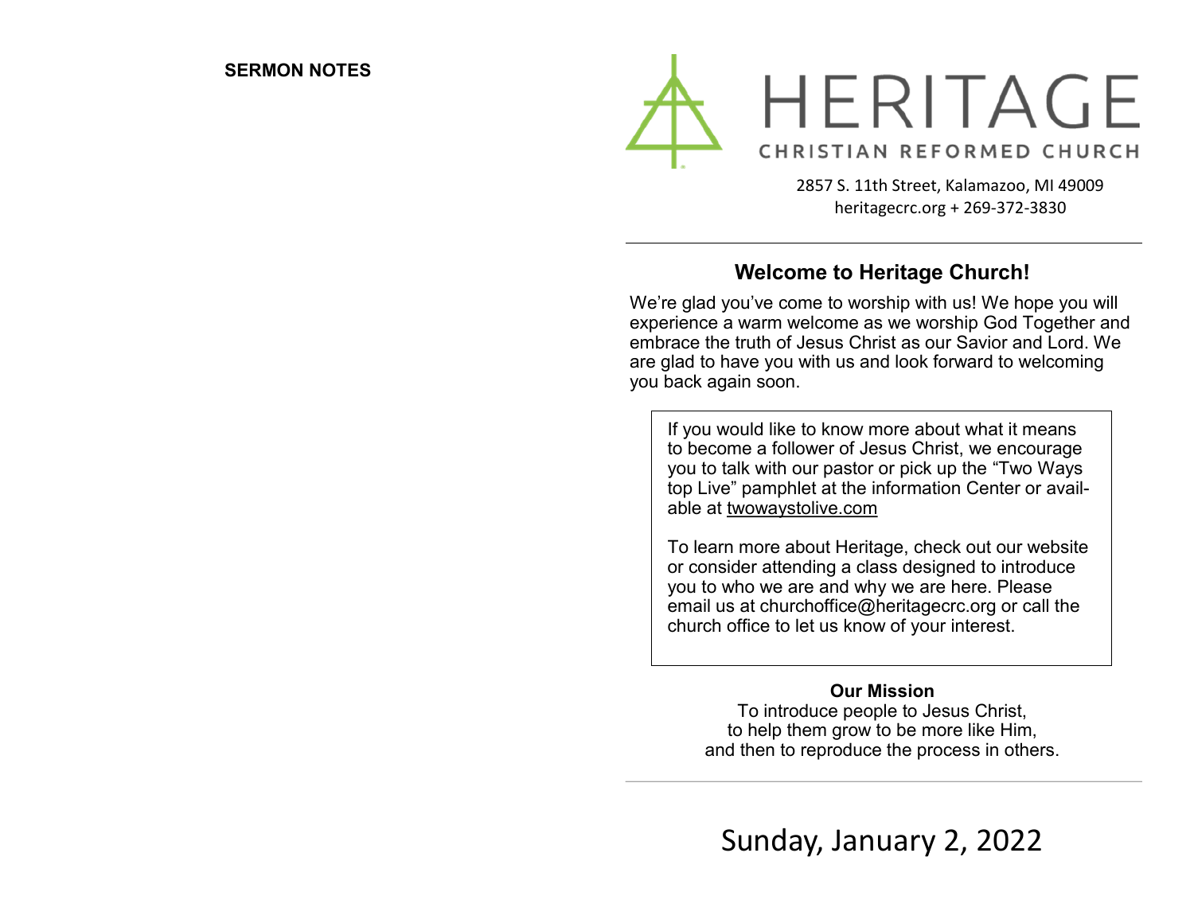**SERMON NOTES**

# HERITAGE

CHRISTIAN REFORMED CHURCH

2857 S. 11th Street, Kalamazoo, MI 49009
heritagecrc.org + 269-372-3830

---

## Welcome to Heritage Church!

We're glad you've come to worship with us! We hope you will experience a warm welcome as we worship God Together and embrace the truth of Jesus Christ as our Savior and Lord. We are glad to have you with us and look forward to welcoming you back again soon.

> If you would like to know more about what it means to become a follower of Jesus Christ, we encourage you to talk with our pastor or pick up the "Two Ways top Live" pamphlet at the information Center or available at twowaystolive.com
>
> To learn more about Heritage, check out our website or consider attending a class designed to introduce you to who we are and why we are here. Please email us at churchoffice@heritagecrc.org or call the church office to let us know of your interest.

**Our Mission**

To introduce people to Jesus Christ,
to help them grow to be more like Him,
and then to reproduce the process in others.

---

Sunday, January 2, 2022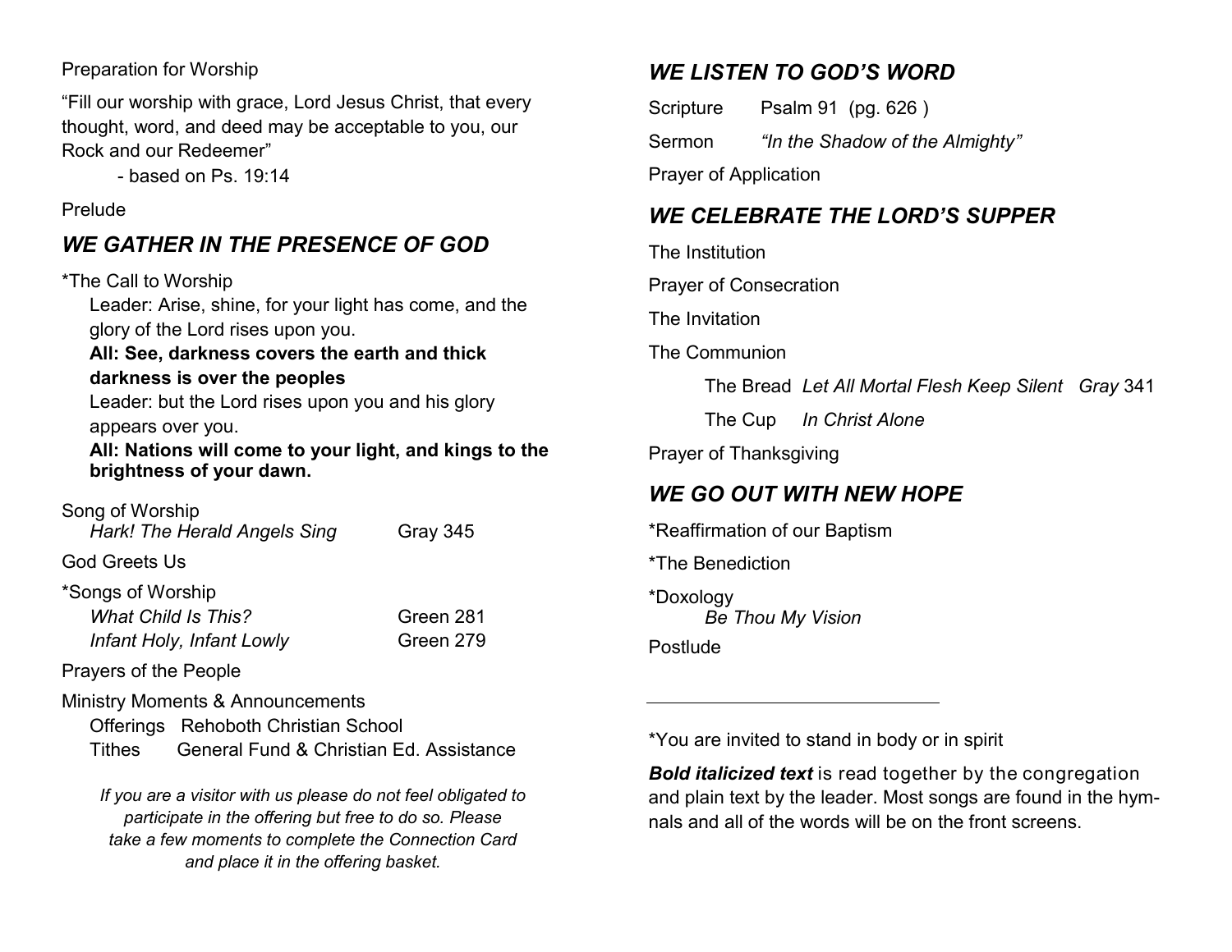Preparation for Worship

"Fill our worship with grace, Lord Jesus Christ, that every thought, word, and deed may be acceptable to you, our Rock and our Redeemer"

- based on Ps. 19:14

Prelude

## *WE GATHER IN THE PRESENCE OF GOD*

*The Call to Worship

Leader: Arise, shine, for your light has come, and the glory of the Lord rises upon you.

**All: See, darkness covers the earth and thick darkness is over the peoples**

Leader: but the Lord rises upon you and his glory appears over you.

**All: Nations will come to your light, and kings to the brightness of your dawn.**

Song of Worship

*Hark! The Herald Angels Sing* Gray 345

God Greets Us

*Songs of Worship

*What Child Is This?* Green 281
*Infant Holy, Infant Lowly* Green 279

Prayers of the People

Ministry Moments & Announcements

Offerings Rehoboth Christian School
Tithes General Fund & Christian Ed. Assistance

*If you are a visitor with us please do not feel obligated to participate in the offering but free to do so. Please take a few moments to complete the Connection Card and place it in the offering basket.*

## *WE LISTEN TO GOD'S WORD*

Scripture Psalm 91 (pg. 626 )

Sermon *"In the Shadow of the Almighty"*

Prayer of Application

## *WE CELEBRATE THE LORD'S SUPPER*

The Institution

Prayer of Consecration

The Invitation

The Communion

The Bread *Let All Mortal Flesh Keep Silent* *Gray* 341

The Cup *In Christ Alone*

Prayer of Thanksgiving

## *WE GO OUT WITH NEW HOPE*

*Reaffirmation of our Baptism

*The Benediction

*Doxology

*Be Thou My Vision*

Postlude

---

*You are invited to stand in body or in spirit

***Bold italicized text*** is read together by the congregation and plain text by the leader. Most songs are found in the hymnals and all of the words will be on the front screens.